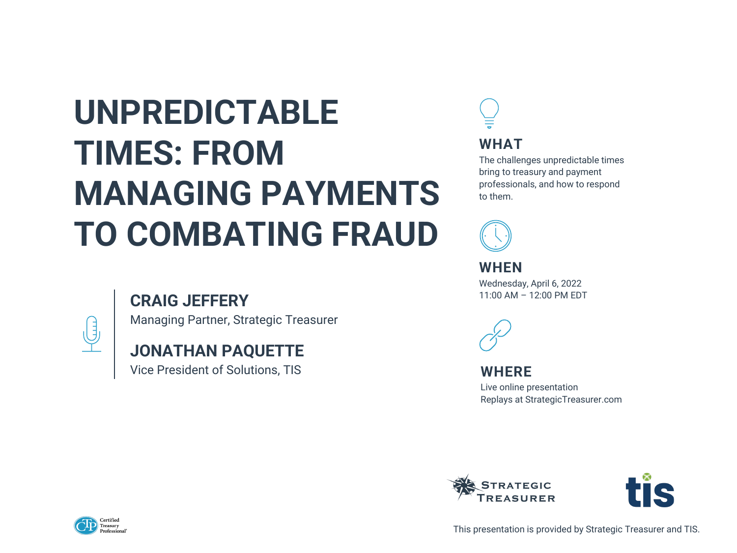# UNPREDICTABLE TIMES: FROM MANAGING PAYMENTS TO COMBATING FRAUD

**CRAIG JEFFERY**
Managing Partner, Strategic Treasurer

**JONATHAN PAQUETTE**
Vice President of Solutions, TIS

## WHAT

The challenges unpredictable times bring to treasury and payment professionals, and how to respond to them.

## WHEN

Wednesday, April 6, 2022
11:00 AM – 12:00 PM EDT

## WHERE

Live online presentation
Replays at StrategicTreasurer.com

Strategic Treasurer

tis

Certified Treasury Professional

This presentation is provided by Strategic Treasurer and TIS.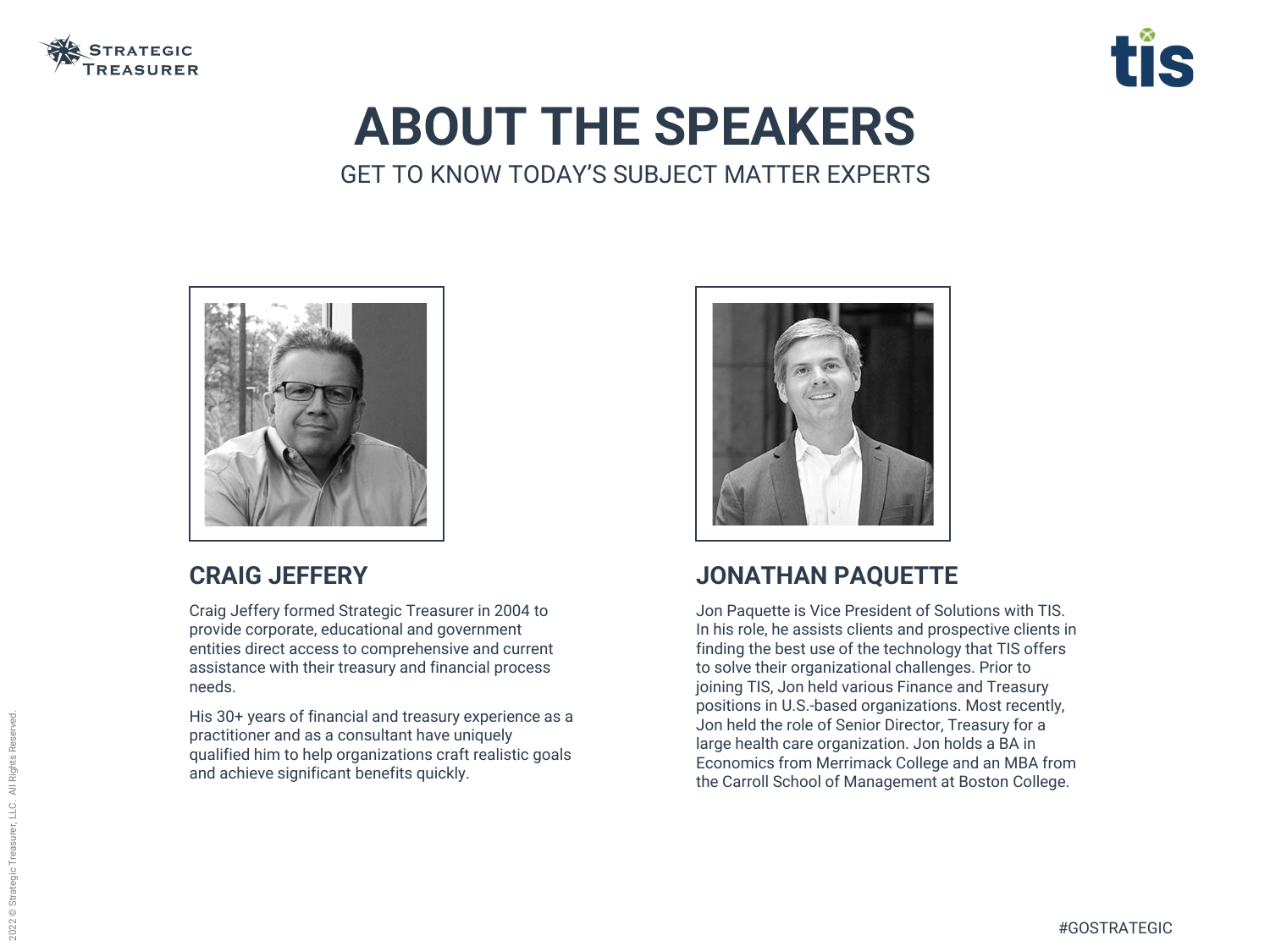# ABOUT THE SPEAKERS

GET TO KNOW TODAY'S SUBJECT MATTER EXPERTS

## CRAIG JEFFERY

Craig Jeffery formed Strategic Treasurer in 2004 to provide corporate, educational and government entities direct access to comprehensive and current assistance with their treasury and financial process needs.

His 30+ years of financial and treasury experience as a practitioner and as a consultant have uniquely qualified him to help organizations craft realistic goals and achieve significant benefits quickly.

## JONATHAN PAQUETTE

Jon Paquette is Vice President of Solutions with TIS. In his role, he assists clients and prospective clients in finding the best use of the technology that TIS offers to solve their organizational challenges. Prior to joining TIS, Jon held various Finance and Treasury positions in U.S.-based organizations. Most recently, Jon held the role of Senior Director, Treasury for a large health care organization. Jon holds a BA in Economics from Merrimack College and an MBA from the Carroll School of Management at Boston College.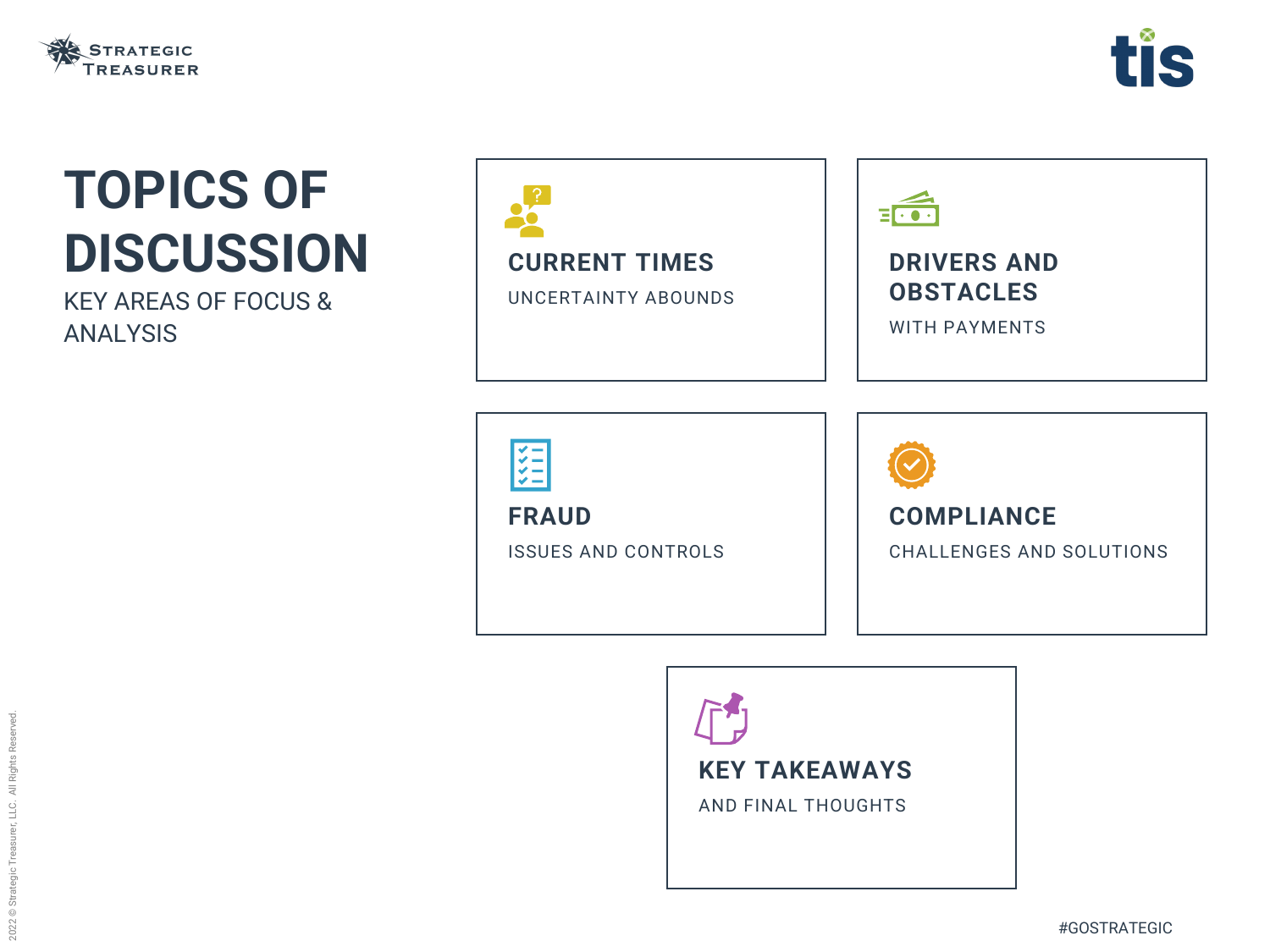# TOPICS OF DISCUSSION

KEY AREAS OF FOCUS & ANALYSIS

### CURRENT TIMES

UNCERTAINTY ABOUNDS

### DRIVERS AND OBSTACLES

WITH PAYMENTS

### FRAUD

ISSUES AND CONTROLS

### COMPLIANCE

CHALLENGES AND SOLUTIONS

### KEY TAKEAWAYS

AND FINAL THOUGHTS

#GOSTRATEGIC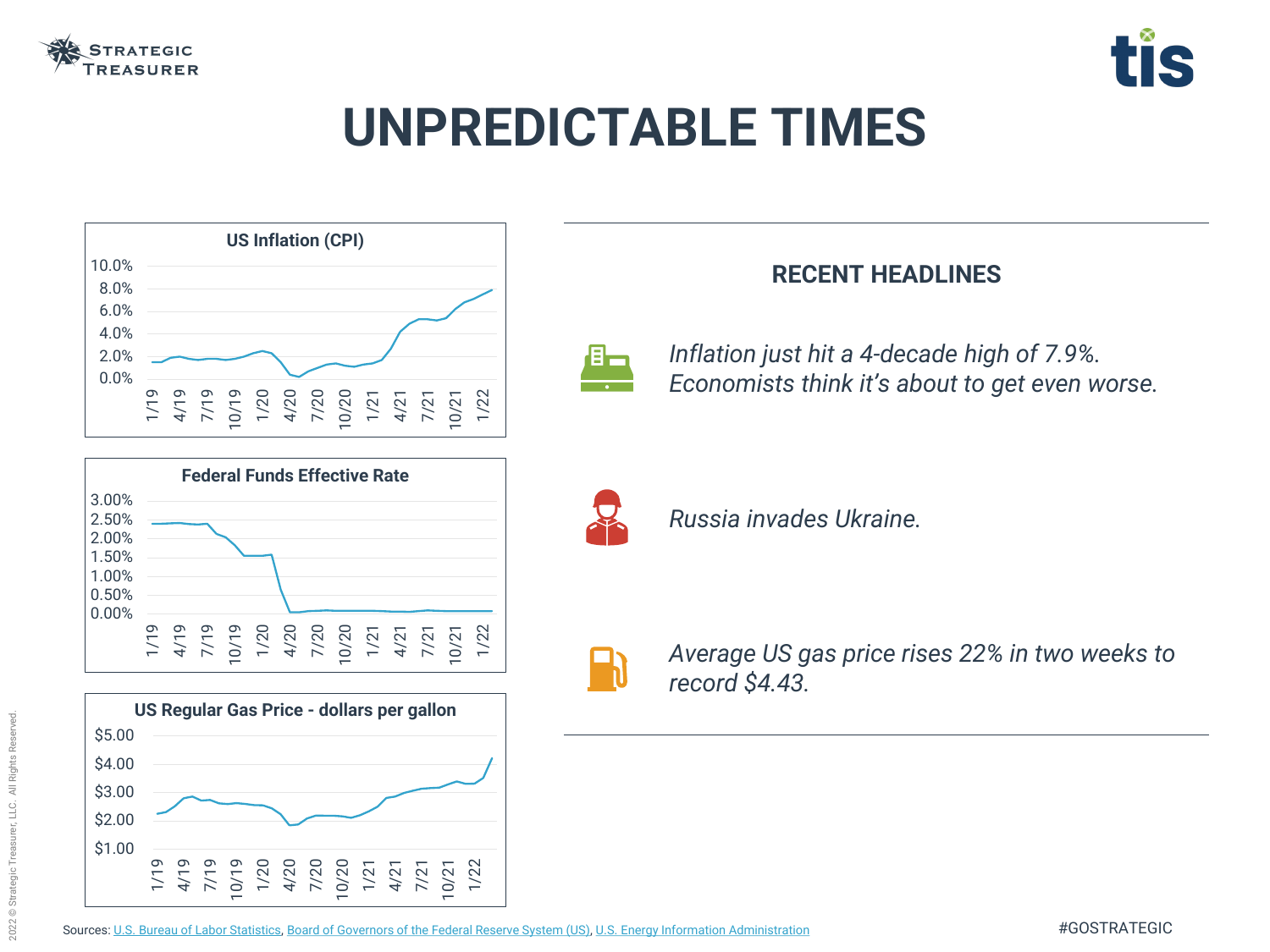# UNPREDICTABLE TIMES

**US Inflation (CPI)**

**Federal Funds Effective Rate**

**US Regular Gas Price - dollars per gallon**

## RECENT HEADLINES

*Inflation just hit a 4-decade high of 7.9%. Economists think it's about to get even worse.*

*Russia invades Ukraine.*

*Average US gas price rises 22% in two weeks to record $4.43.*

Sources: U.S. Bureau of Labor Statistics, Board of Governors of the Federal Reserve System (US), U.S. Energy Information Administration

#GOSTRATEGIC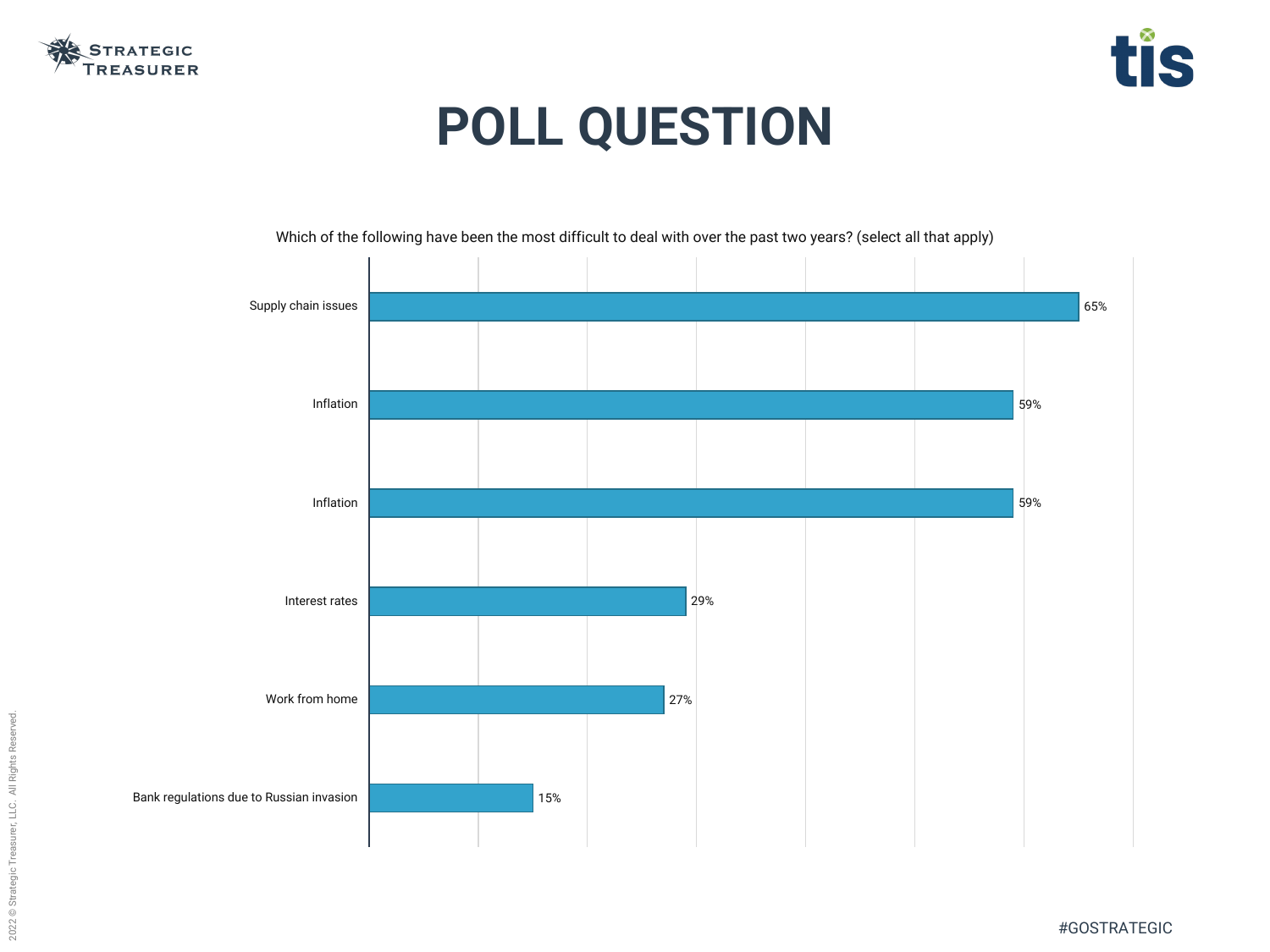# POLL QUESTION

Which of the following have been the most difficult to deal with over the past two years? (select all that apply)

| Response | Percentage |
| --- | --- |
| Supply chain issues | 65% |
| Inflation | 59% |
| Inflation | 59% |
| Interest rates | 29% |
| Work from home | 27% |
| Bank regulations due to Russian invasion | 15% |

#GOSTRATEGIC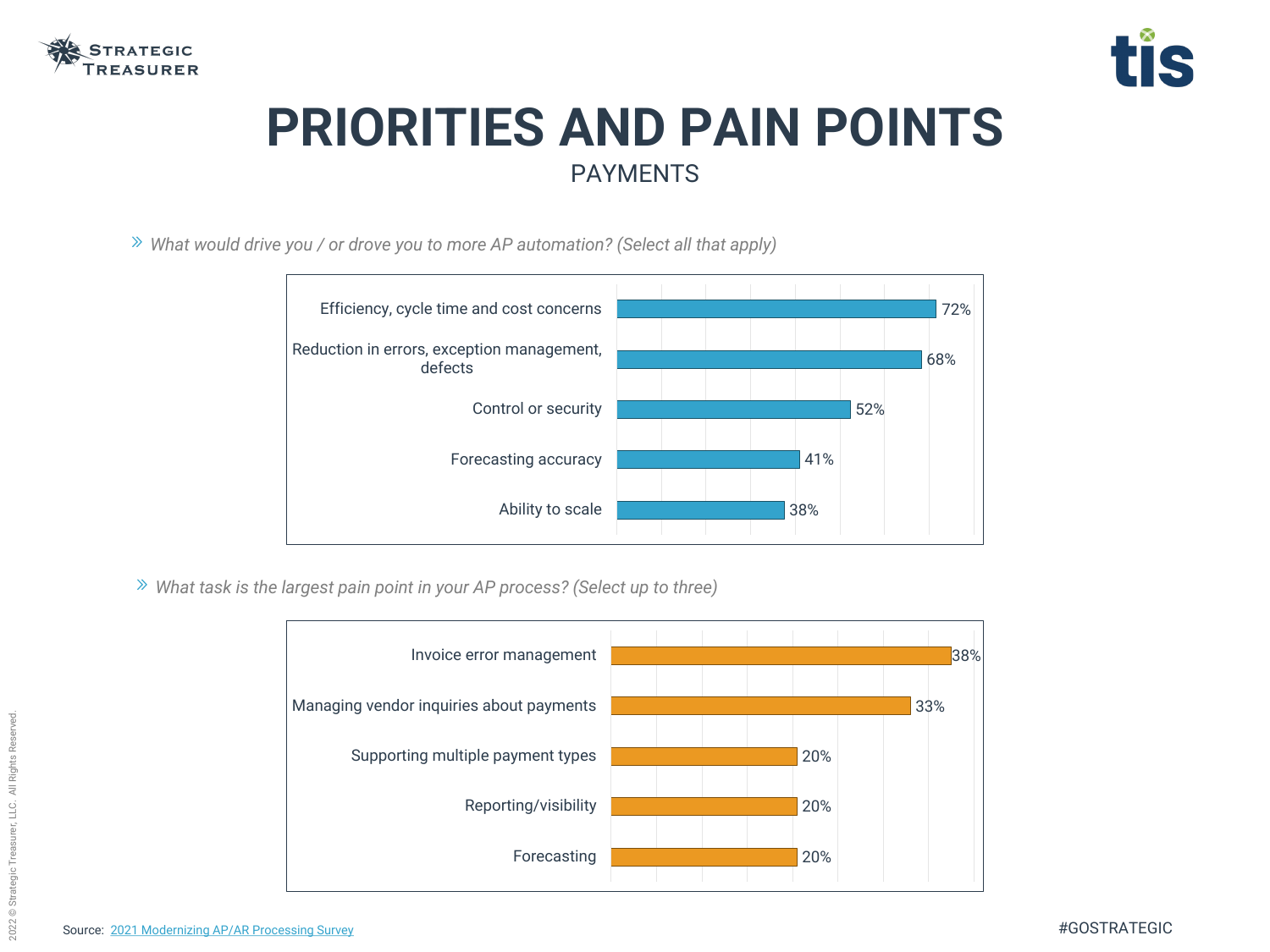# PRIORITIES AND PAIN POINTS

## PAYMENTS

*What would drive you / or drove you to more AP automation? (Select all that apply)*

| Driver | Percentage |
|---|---|
| Efficiency, cycle time and cost concerns | 72% |
| Reduction in errors, exception management, defects | 68% |
| Control or security | 52% |
| Forecasting accuracy | 41% |
| Ability to scale | 38% |

*What task is the largest pain point in your AP process? (Select up to three)*

| Pain point | Percentage |
|---|---|
| Invoice error management | 38% |
| Managing vendor inquiries about payments | 33% |
| Supporting multiple payment types | 20% |
| Reporting/visibility | 20% |
| Forecasting | 20% |

Source: 2021 Modernizing AP/AR Processing Survey

#GOSTRATEGIC

2022 © Strategic Treasurer, LLC. All Rights Reserved.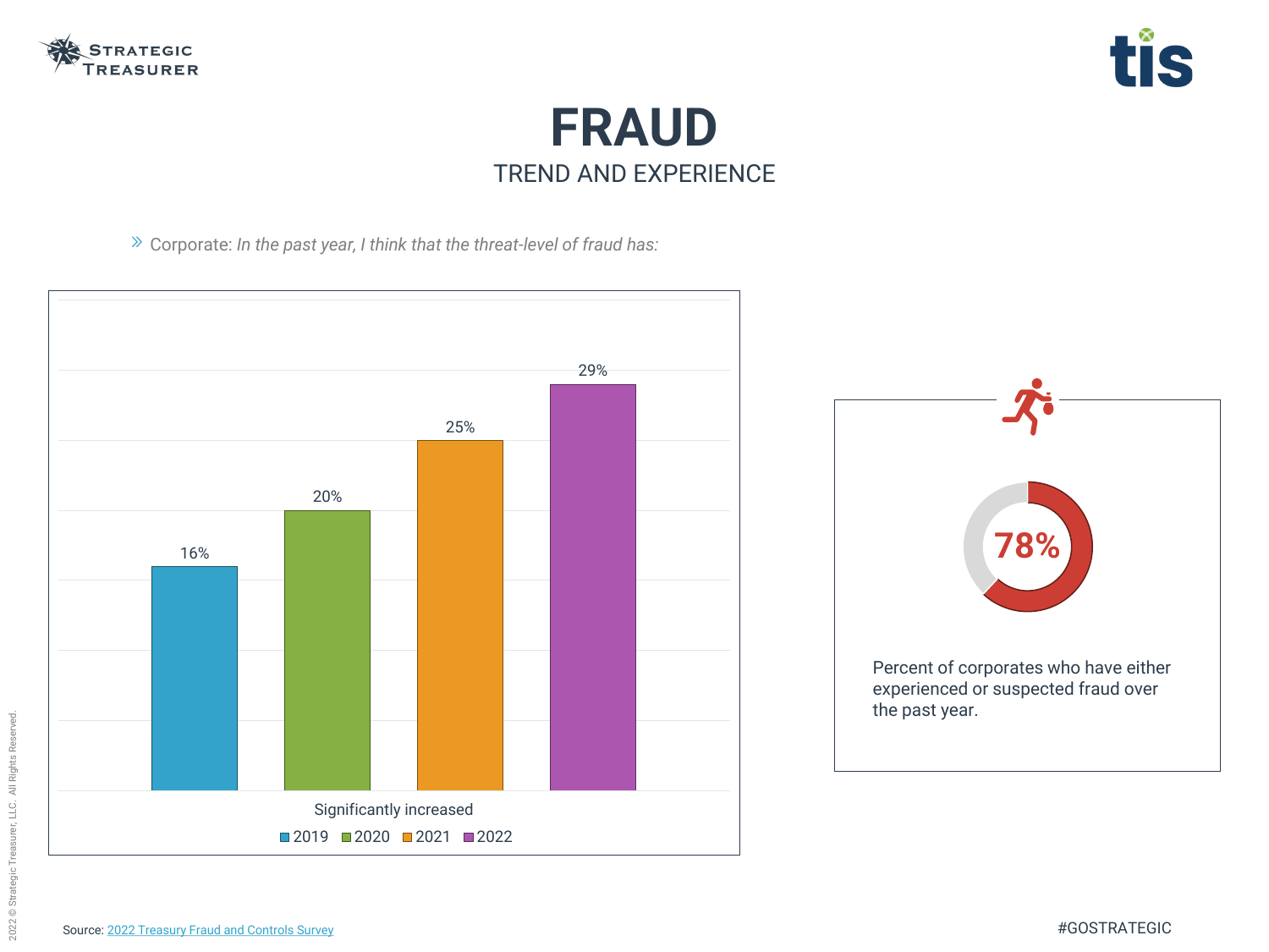# FRAUD

## TREND AND EXPERIENCE

» Corporate: *In the past year, I think that the threat-level of fraud has:*

| Significantly increased | Percent |
|---|---|
| 2019 | 16% |
| 2020 | 20% |
| 2021 | 25% |
| 2022 | 29% |

**78%**

Percent of corporates who have either experienced or suspected fraud over the past year.

Source: 2022 Treasury Fraud and Controls Survey

#GOSTRATEGIC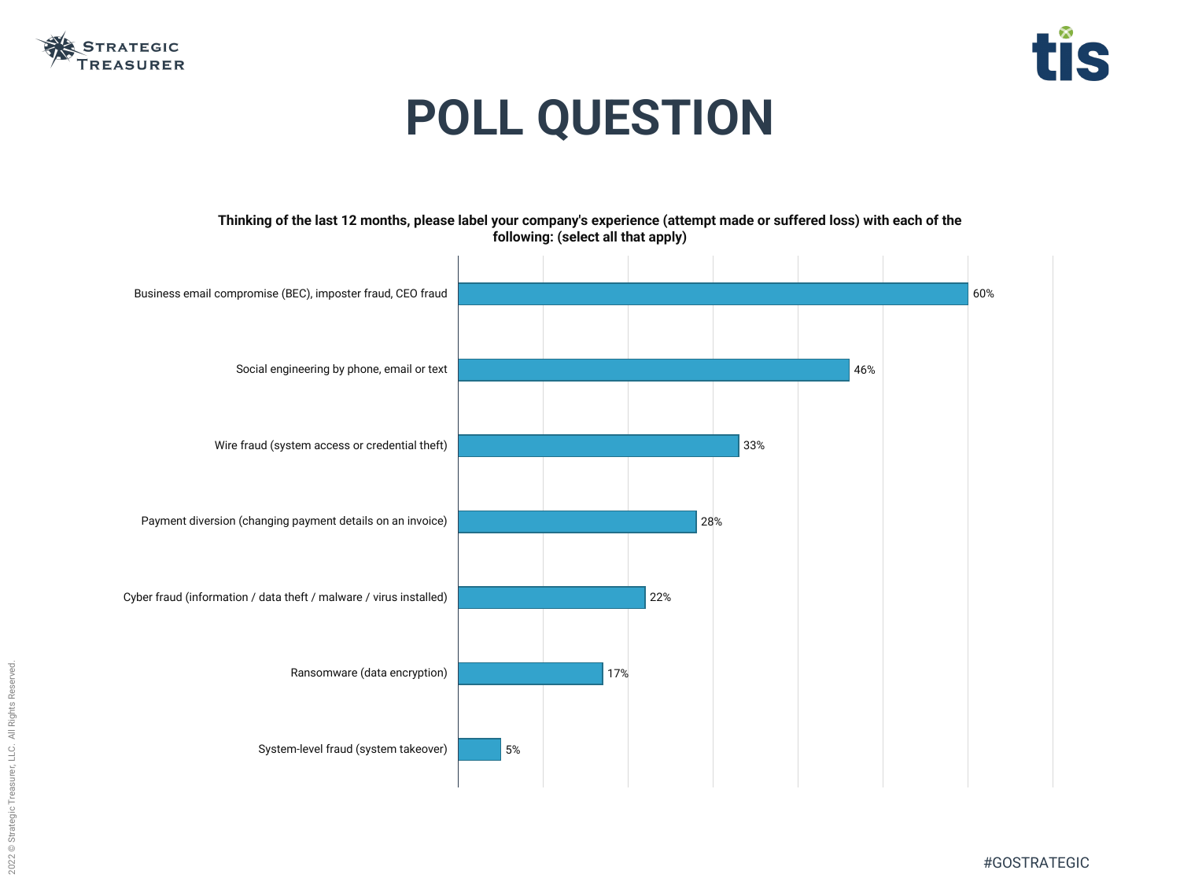# POLL QUESTION

**Thinking of the last 12 months, please label your company's experience (attempt made or suffered loss) with each of the following: (select all that apply)**

| Response | Percentage |
|---|---|
| Business email compromise (BEC), imposter fraud, CEO fraud | 60% |
| Social engineering by phone, email or text | 46% |
| Wire fraud (system access or credential theft) | 33% |
| Payment diversion (changing payment details on an invoice) | 28% |
| Cyber fraud (information / data theft / malware / virus installed) | 22% |
| Ransomware (data encryption) | 17% |
| System-level fraud (system takeover) | 5% |

#GOSTRATEGIC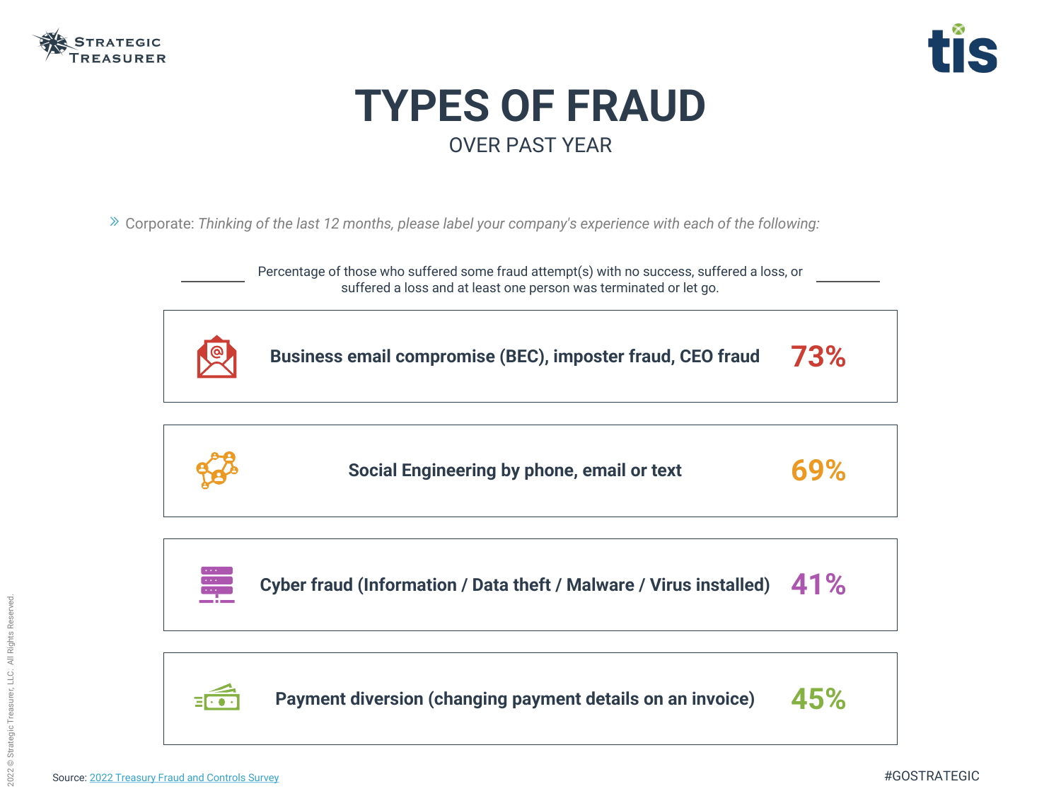# TYPES OF FRAUD

## OVER PAST YEAR

» Corporate: *Thinking of the last 12 months, please label your company's experience with each of the following:*

Percentage of those who suffered some fraud attempt(s) with no success, suffered a loss, or suffered a loss and at least one person was terminated or let go.

| Type of fraud | Percentage |
| --- | --- |
| **Business email compromise (BEC), imposter fraud, CEO fraud** | **73%** |
| **Social Engineering by phone, email or text** | **69%** |
| **Cyber fraud (Information / Data theft / Malware / Virus installed)** | **41%** |
| **Payment diversion (changing payment details on an invoice)** | **45%** |

Source: 2022 Treasury Fraud and Controls Survey

#GOSTRATEGIC

2022 © Strategic Treasurer, LLC. All Rights Reserved.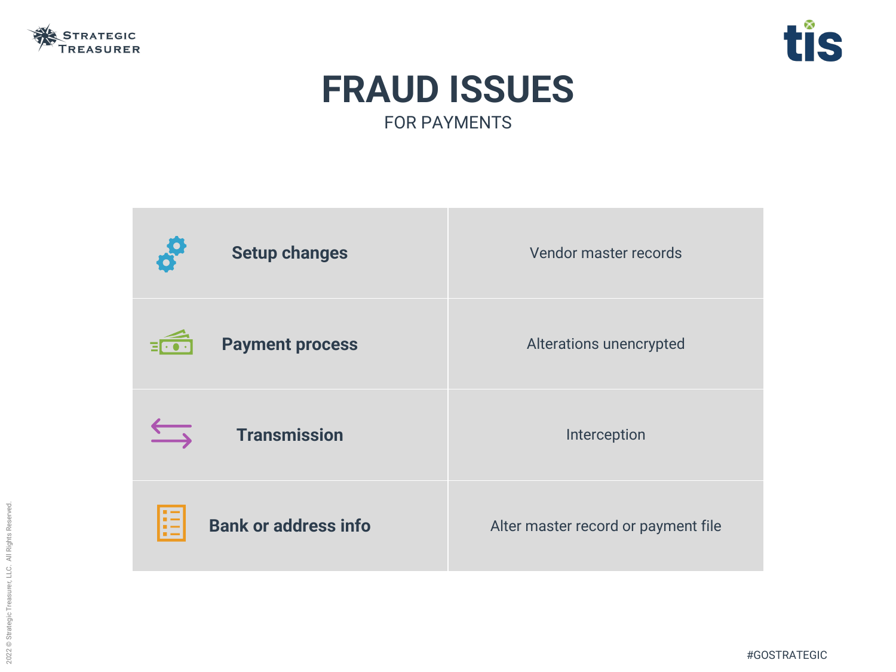# FRAUD ISSUES

FOR PAYMENTS

| | |
|---|---|
| **Setup changes** | Vendor master records |
| **Payment process** | Alterations unencrypted |
| **Transmission** | Interception |
| **Bank or address info** | Alter master record or payment file |

#GOSTRATEGIC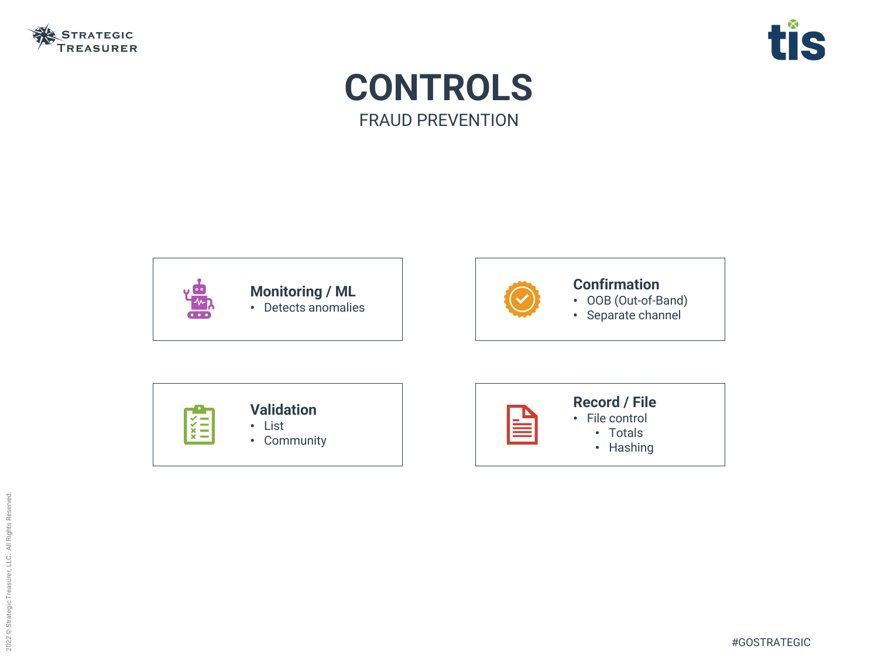# CONTROLS

## FRAUD PREVENTION

### Monitoring / ML
- Detects anomalies

### Confirmation
- OOB (Out-of-Band)
- Separate channel

### Validation
- List
- Community

### Record / File
- File control
  - Totals
  - Hashing

#GOSTRATEGIC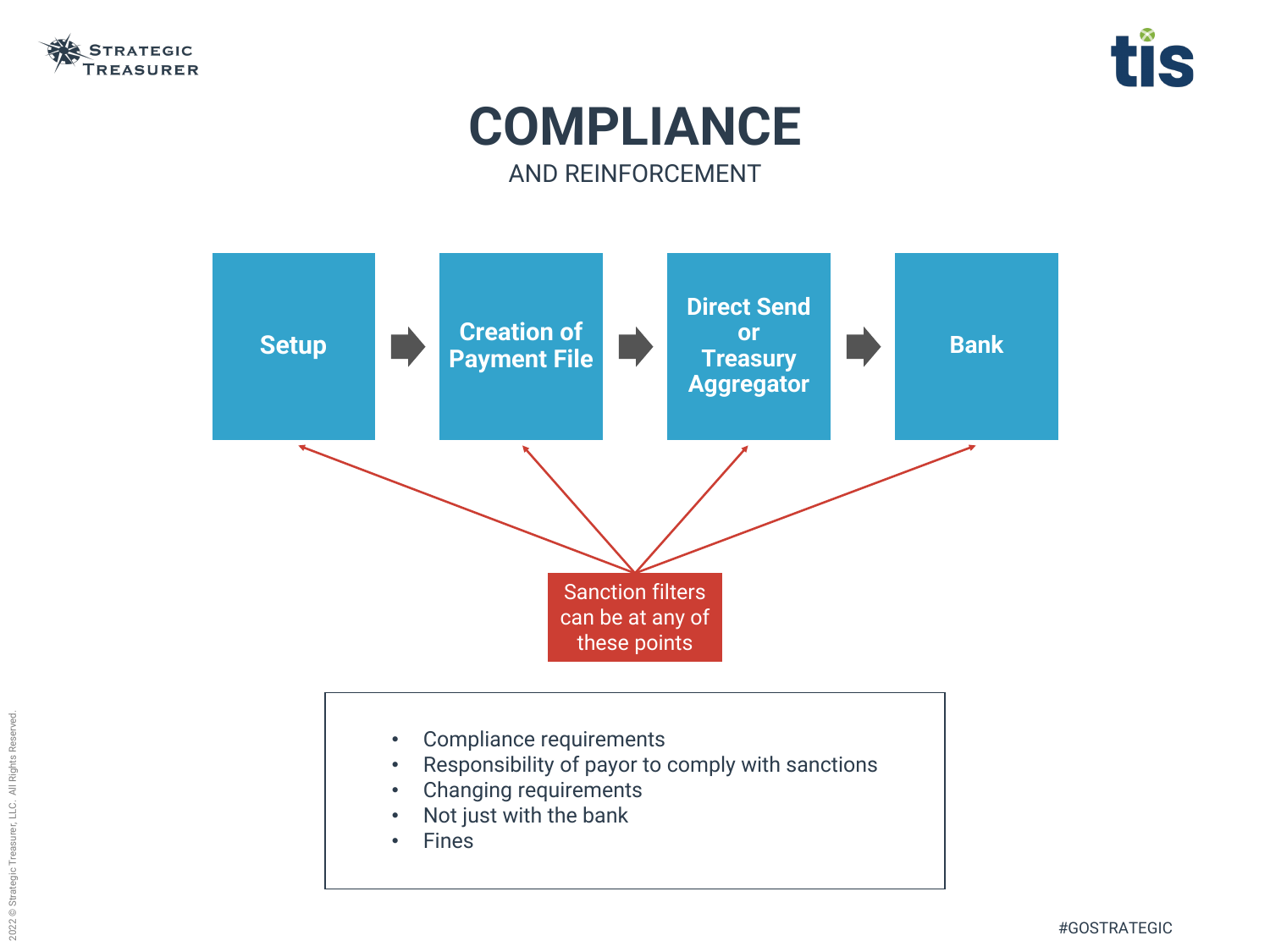# COMPLIANCE

AND REINFORCEMENT

Setup → Creation of Payment File → Direct Send or Treasury Aggregator → Bank

Sanction filters can be at any of these points

- Compliance requirements
- Responsibility of payor to comply with sanctions
- Changing requirements
- Not just with the bank
- Fines

#GOSTRATEGIC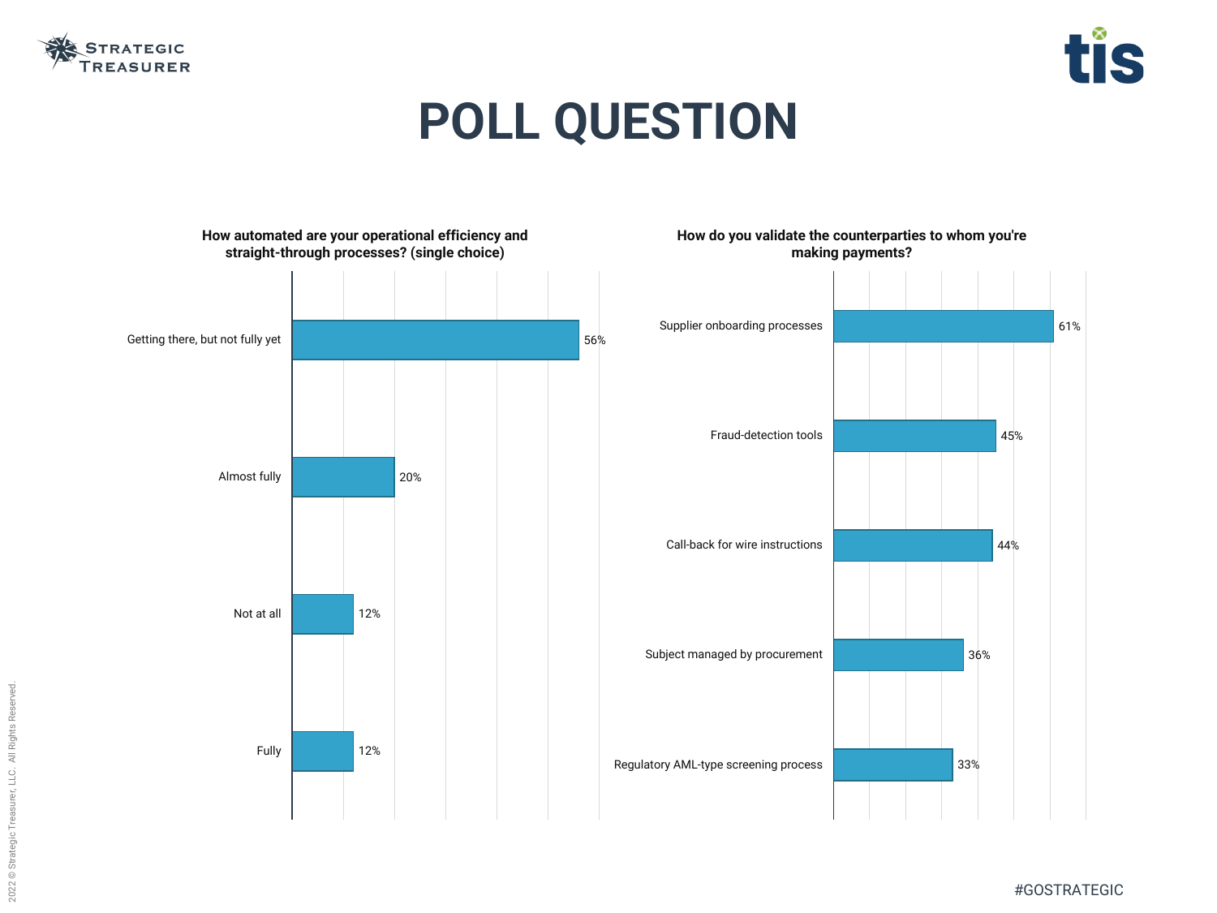# POLL QUESTION

**How automated are your operational efficiency and straight-through processes? (single choice)**

| Response | Percentage |
| --- | --- |
| Getting there, but not fully yet | 56% |
| Almost fully | 20% |
| Not at all | 12% |
| Fully | 12% |

**How do you validate the counterparties to whom you're making payments?**

| Response | Percentage |
| --- | --- |
| Supplier onboarding processes | 61% |
| Fraud-detection tools | 45% |
| Call-back for wire instructions | 44% |
| Subject managed by procurement | 36% |
| Regulatory AML-type screening process | 33% |

#GOSTRATEGIC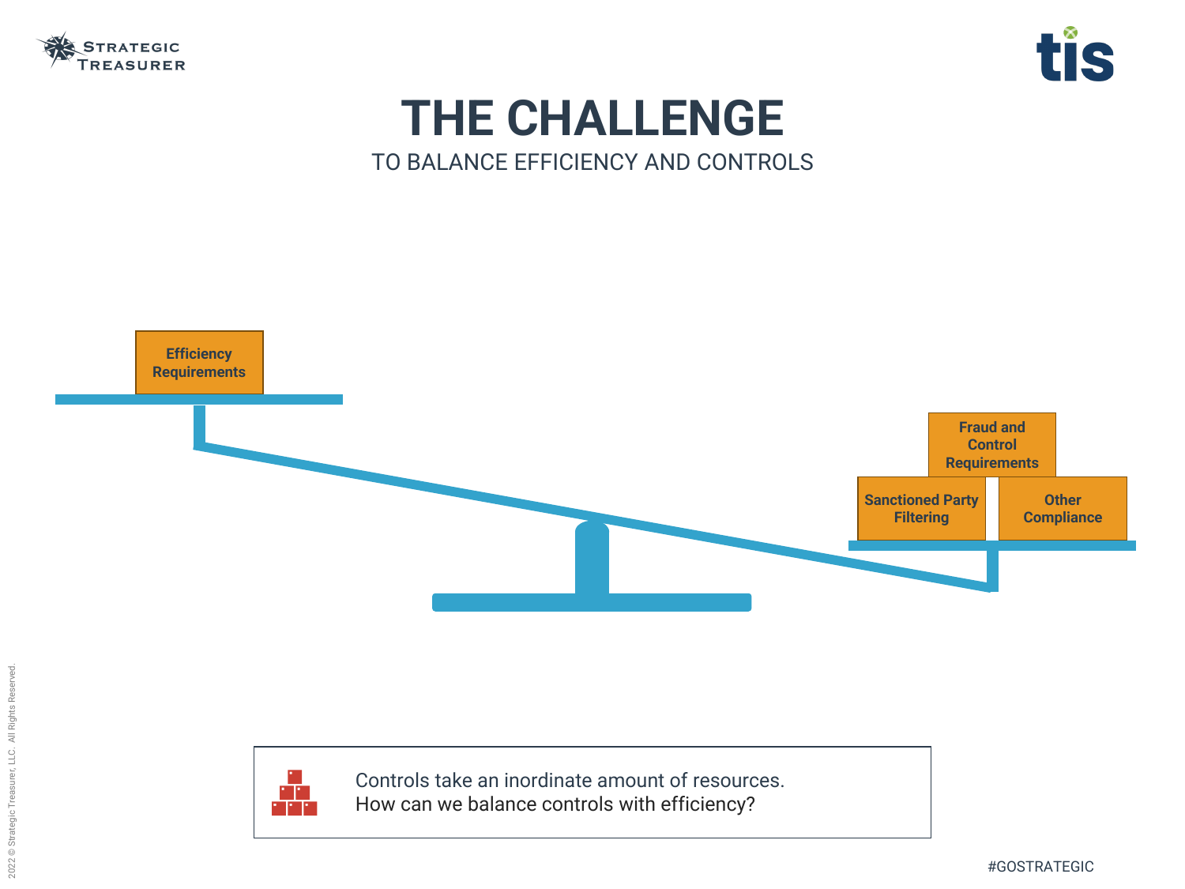# THE CHALLENGE

TO BALANCE EFFICIENCY AND CONTROLS

Efficiency Requirements

Fraud and Control Requirements

Sanctioned Party Filtering

Other Compliance

Controls take an inordinate amount of resources.
How can we balance controls with efficiency?

#GOSTRATEGIC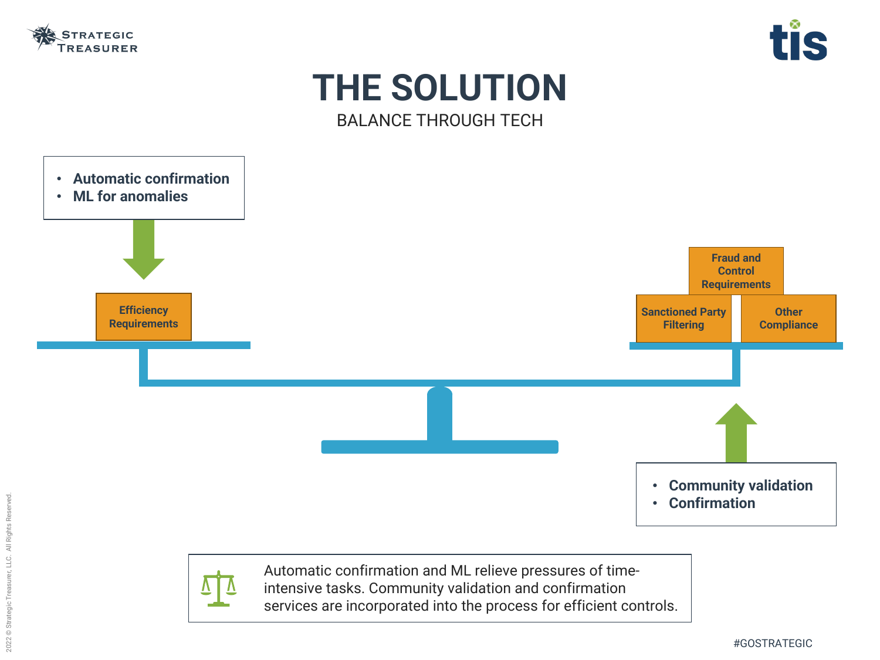# THE SOLUTION

BALANCE THROUGH TECH

- Automatic confirmation
- ML for anomalies

Efficiency Requirements

Fraud and Control Requirements

Sanctioned Party Filtering

Other Compliance

- Community validation
- Confirmation

Automatic confirmation and ML relieve pressures of time-intensive tasks. Community validation and confirmation services are incorporated into the process for efficient controls.

#GOSTRATEGIC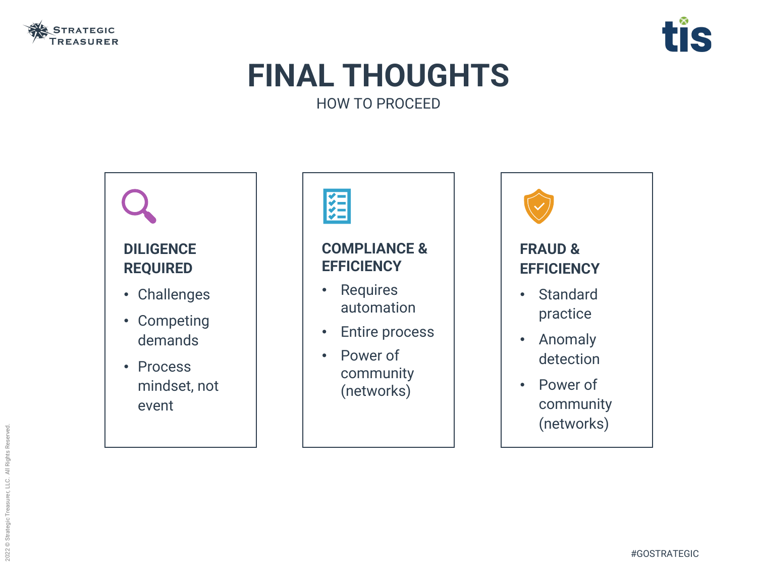# FINAL THOUGHTS

HOW TO PROCEED

### DILIGENCE REQUIRED

- Challenges
- Competing demands
- Process mindset, not event

### COMPLIANCE & EFFICIENCY

- Requires automation
- Entire process
- Power of community (networks)

### FRAUD & EFFICIENCY

- Standard practice
- Anomaly detection
- Power of community (networks)

#GOSTRATEGIC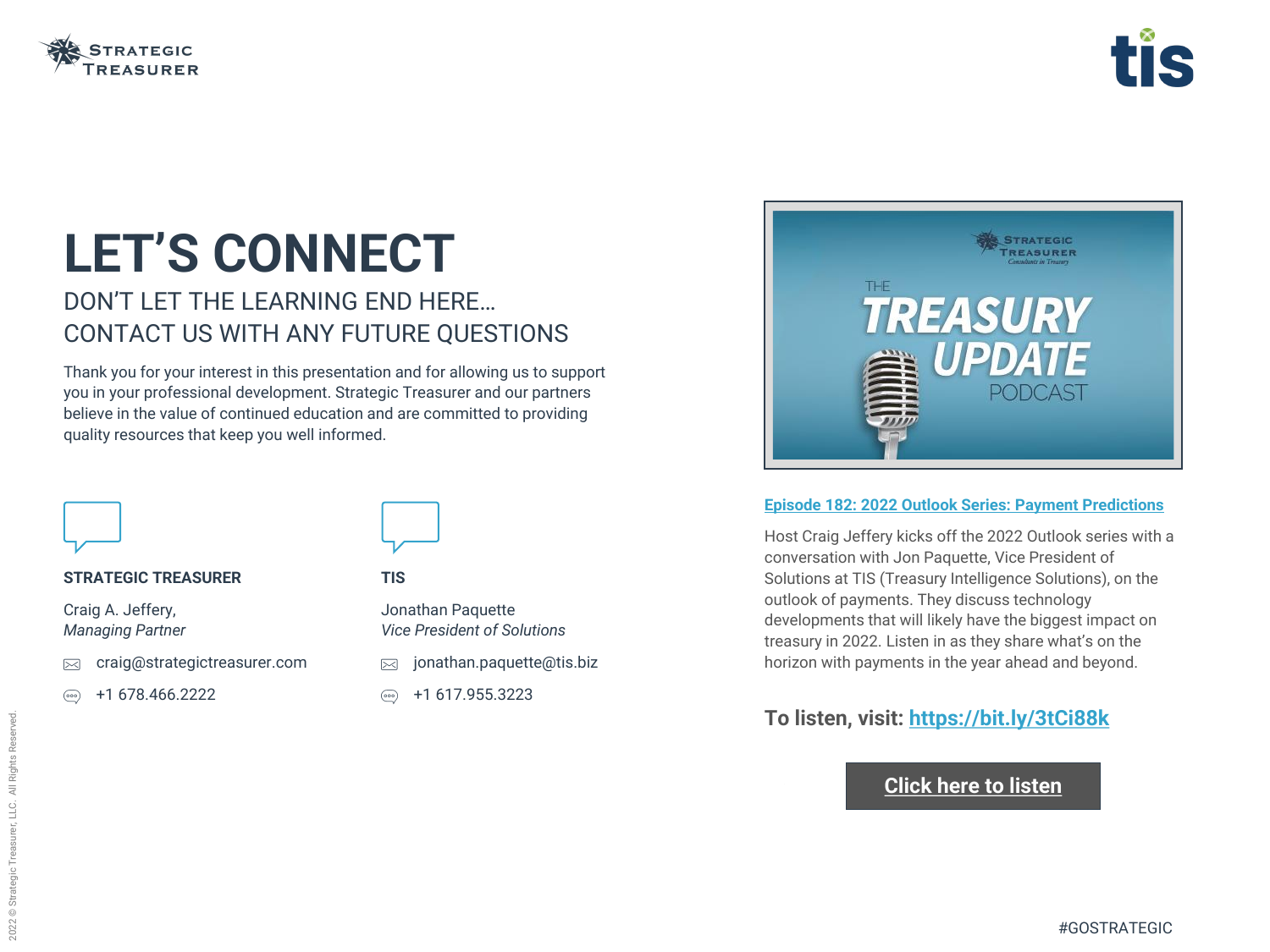# LET'S CONNECT

## DON'T LET THE LEARNING END HERE… CONTACT US WITH ANY FUTURE QUESTIONS

Thank you for your interest in this presentation and for allowing us to support you in your professional development. Strategic Treasurer and our partners believe in the value of continued education and are committed to providing quality resources that keep you well informed.

**STRATEGIC TREASURER**

Craig A. Jeffery,
*Managing Partner*

craig@strategictreasurer.com

+1 678.466.2222

**TIS**

Jonathan Paquette
*Vice President of Solutions*

jonathan.paquette@tis.biz

+1 617.955.3223

**Episode 182: 2022 Outlook Series: Payment Predictions**

Host Craig Jeffery kicks off the 2022 Outlook series with a conversation with Jon Paquette, Vice President of Solutions at TIS (Treasury Intelligence Solutions), on the outlook of payments. They discuss technology developments that will likely have the biggest impact on treasury in 2022. Listen in as they share what's on the horizon with payments in the year ahead and beyond.

**To listen, visit: https://bit.ly/3tCi88k**

Click here to listen

#GOSTRATEGIC

2022 © Strategic Treasurer, LLC. All Rights Reserved.